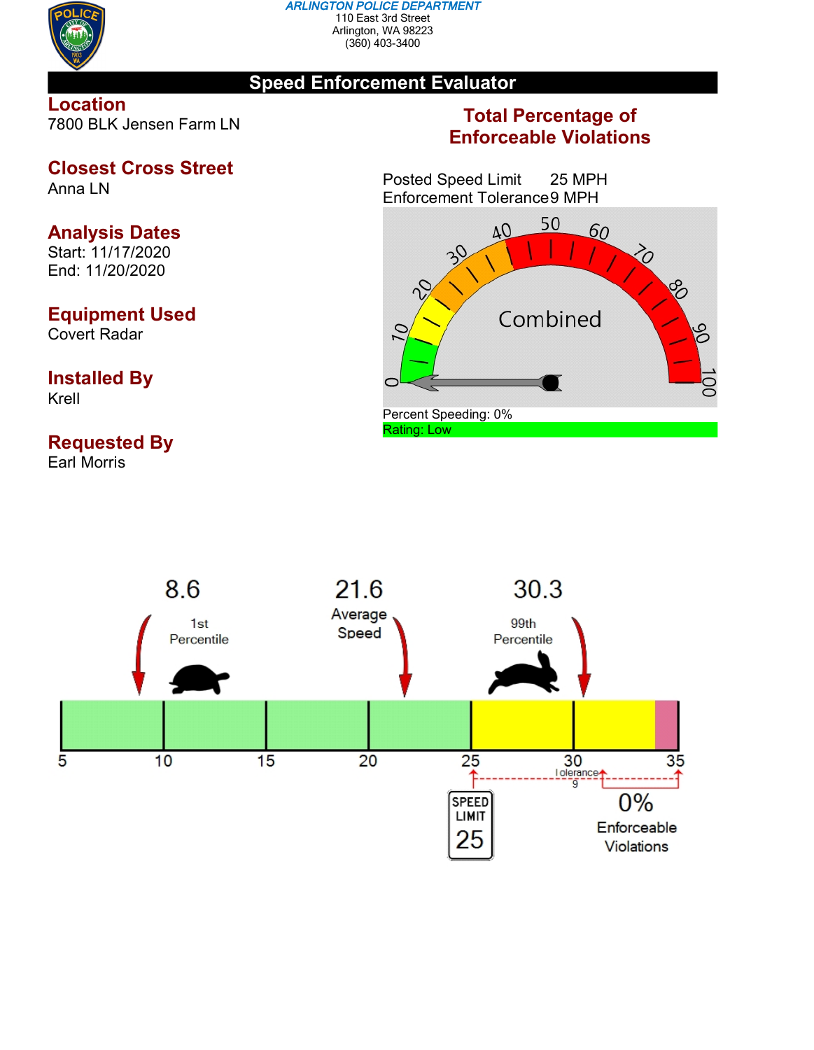**ARLINGTON POLICE DEPARTMENT**
110 East 3rd Street
Arlington, WA 98223
(360) 403-3400

# Speed Enforcement Evaluator

## Location
7800 BLK Jensen Farm LN

## Closest Cross Street
Anna LN

## Analysis Dates
Start: 11/17/2020
End: 11/20/2020

## Equipment Used
Covert Radar

## Installed By
Krell

## Requested By
Earl Morris

## Total Percentage of Enforceable Violations

Posted Speed Limit 25 MPH
Enforcement Tolerance 9 MPH

Combined

Percent Speeding: 0%
Rating: Low

8.6 1st Percentile

21.6 Average Speed

30.3 99th Percentile

SPEED LIMIT 25

Tolerance 9

0% Enforceable Violations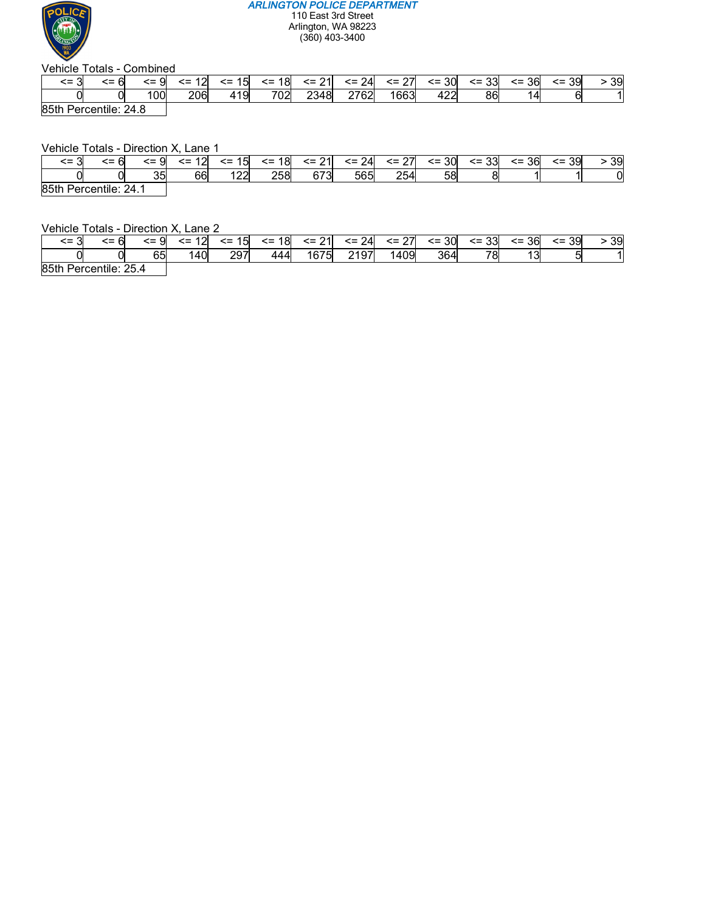**ARLINGTON POLICE DEPARTMENT**
110 East 3rd Street
Arlington, WA 98223
(360) 403-3400

Vehicle Totals - Combined

| <= 3 | <= 6 | <= 9 | <= 12 | <= 15 | <= 18 | <= 21 | <= 24 | <= 27 | <= 30 | <= 33 | <= 36 | <= 39 | > 39 |
|---|---|---|---|---|---|---|---|---|---|---|---|---|---|
| 0 | 0 | 100 | 206 | 419 | 702 | 2348 | 2762 | 1663 | 422 | 86 | 14 | 6 | 1 |

85th Percentile: 24.8

Vehicle Totals - Direction X, Lane 1

| <= 3 | <= 6 | <= 9 | <= 12 | <= 15 | <= 18 | <= 21 | <= 24 | <= 27 | <= 30 | <= 33 | <= 36 | <= 39 | > 39 |
|---|---|---|---|---|---|---|---|---|---|---|---|---|---|
| 0 | 0 | 35 | 66 | 122 | 258 | 673 | 565 | 254 | 58 | 8 | 1 | 1 | 0 |

85th Percentile: 24.1

Vehicle Totals - Direction X, Lane 2

| <= 3 | <= 6 | <= 9 | <= 12 | <= 15 | <= 18 | <= 21 | <= 24 | <= 27 | <= 30 | <= 33 | <= 36 | <= 39 | > 39 |
|---|---|---|---|---|---|---|---|---|---|---|---|---|---|
| 0 | 0 | 65 | 140 | 297 | 444 | 1675 | 2197 | 1409 | 364 | 78 | 13 | 5 | 1 |

85th Percentile: 25.4